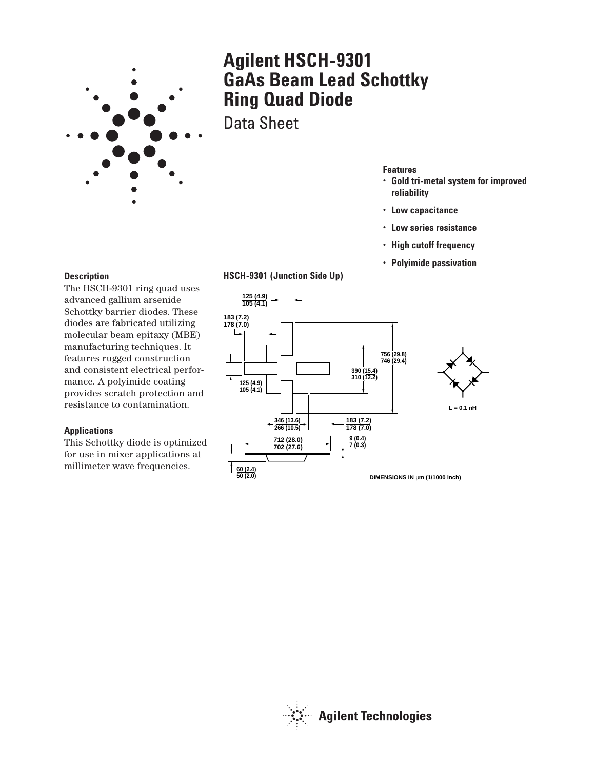# Agilent HSCH-9301 GaAs Beam Lead Schottky Ring Quad Diode

Data Sheet

**Features**

- **Gold tri-metal system for improved reliability**
- **Low capacitance**
- **Low series resistance**
- **High cutoff frequency**
- **Polyimide passivation**

**Description**

The HSCH-9301 ring quad uses advanced gallium arsenide Schottky barrier diodes. These diodes are fabricated utilizing molecular beam epitaxy (MBE) manufacturing techniques. It features rugged construction and consistent electrical performance. A polyimide coating provides scratch protection and resistance to contamination.

**Applications**

This Schottky diode is optimized for use in mixer applications at millimeter wave frequencies.

**HSCH-9301 (Junction Side Up)**

125 (4.9) / 105 (4.1)

183 (7.2) / 178 (7.0)

125 (4.9) / 105 (4.1)

756 (29.8) / 746 (29.4)

390 (15.4) / 310 (12.2)

346 (13.6) / 266 (10.5)

183 (7.2) / 178 (7.0)

712 (28.0) / 702 (27.6)

9 (0.4) / 7 (0.3)

60 (2.4) / 50 (2.0)

L = 0.1 nH

DIMENSIONS IN μm (1/1000 inch)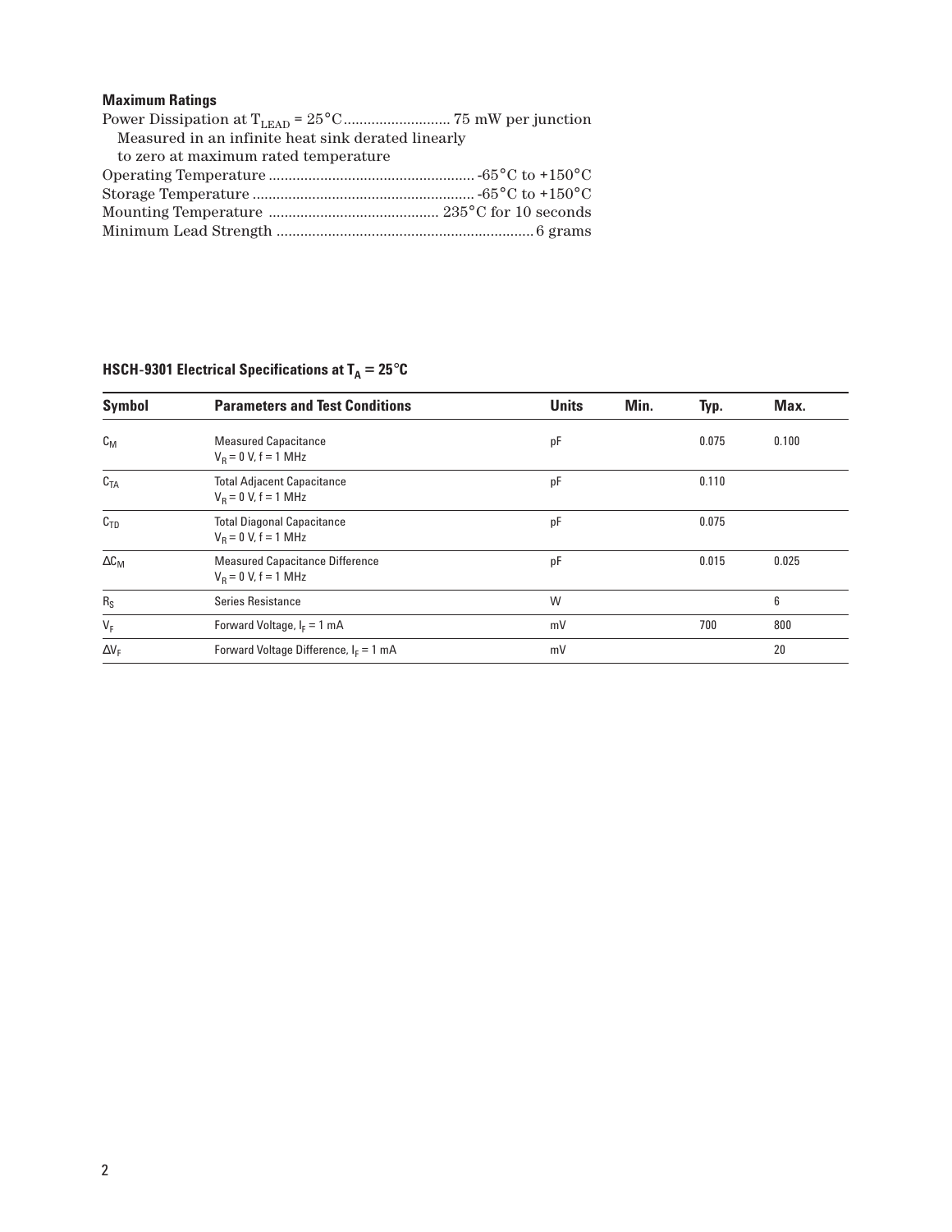### Maximum Ratings

Power Dissipation at $T_{LEAD}$ = 25°C........................... 75 mW per junction
Measured in an infinite heat sink derated linearly to zero at maximum rated temperature

Operating Temperature .................................................. -65°C to +150°C

Storage Temperature ...................................................... -65°C to +150°C

Mounting Temperature ........................................... 235°C for 10 seconds

Minimum Lead Strength ................................................................ 6 grams

### HSCH-9301 Electrical Specifications at $T_A$ = 25°C

| Symbol | Parameters and Test Conditions | Units | Min. | Typ. | Max. |
|---|---|---|---|---|---|
| $C_M$ | Measured Capacitance $V_R$ = 0 V, f = 1 MHz | pF | | 0.075 | 0.100 |
| $C_{TA}$ | Total Adjacent Capacitance $V_R$ = 0 V, f = 1 MHz | pF | | 0.110 | |
| $C_{TD}$ | Total Diagonal Capacitance $V_R$ = 0 V, f = 1 MHz | pF | | 0.075 | |
| $\Delta C_M$ | Measured Capacitance Difference $V_R$ = 0 V, f = 1 MHz | pF | | 0.015 | 0.025 |
| $R_S$ | Series Resistance | W | | | 6 |
| $V_F$ | Forward Voltage, $I_F$ = 1 mA | mV | | 700 | 800 |
| $\Delta V_F$ | Forward Voltage Difference, $I_F$ = 1 mA | mV | | | 20 |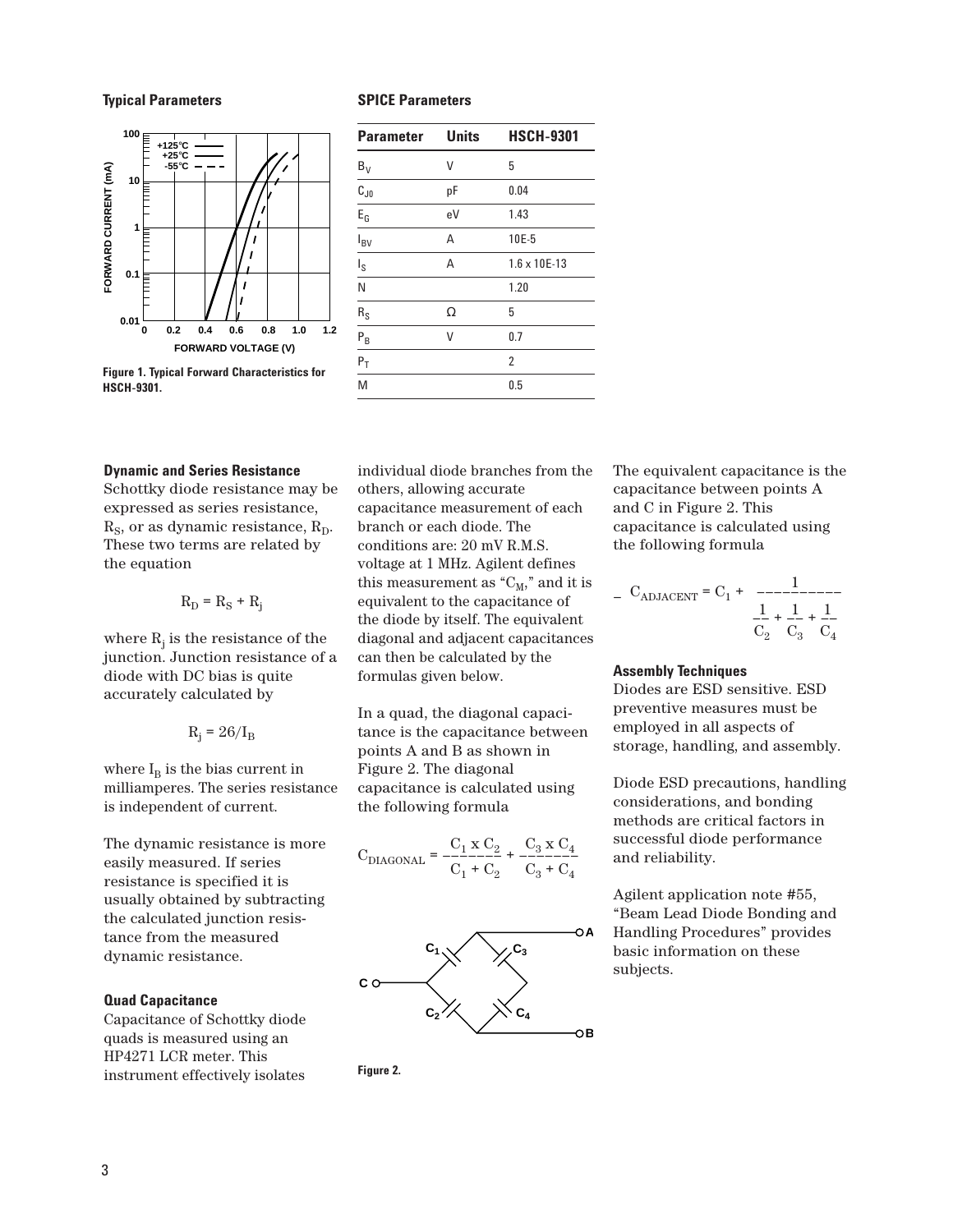**Typical Parameters**

Figure 1. Typical Forward Characteristics for HSCH-9301.

**SPICE Parameters**

| Parameter | Units | HSCH-9301 |
|---|---|---|
| $B_V$ | V | 5 |
| $C_{J0}$ | pF | 0.04 |
| $E_G$ | eV | 1.43 |
| $I_{BV}$ | A | 10E-5 |
| $I_S$ | A | 1.6 x 10E-13 |
| N | | 1.20 |
| $R_S$ | Ω | 5 |
| $P_B$ | V | 0.7 |
| $P_T$ | | 2 |
| M | | 0.5 |

**Dynamic and Series Resistance**

Schottky diode resistance may be expressed as series resistance, $R_S$, or as dynamic resistance, $R_D$. These two terms are related by the equation

$$R_D = R_S + R_j$$

where $R_j$ is the resistance of the junction. Junction resistance of a diode with DC bias is quite accurately calculated by

$$R_j = 26/I_B$$

where $I_B$ is the bias current in milliamperes. The series resistance is independent of current.

The dynamic resistance is more easily measured. If series resistance is specified it is usually obtained by subtracting the calculated junction resistance from the measured dynamic resistance.

**Quad Capacitance**

Capacitance of Schottky diode quads is measured using an HP4271 LCR meter. This instrument effectively isolates individual diode branches from the others, allowing accurate capacitance measurement of each branch or each diode. The conditions are: 20 mV R.M.S. voltage at 1 MHz. Agilent defines this measurement as "$C_M$," and it is equivalent to the capacitance of the diode by itself. The equivalent diagonal and adjacent capacitances can then be calculated by the formulas given below.

In a quad, the diagonal capacitance is the capacitance between points A and B as shown in Figure 2. The diagonal capacitance is calculated using the following formula

$$C_{DIAGONAL} = \frac{C_1 \times C_2}{C_1 + C_2} + \frac{C_3 \times C_4}{C_3 + C_4}$$

Figure 2.

The equivalent capacitance is the capacitance between points A and C in Figure 2. This capacitance is calculated using the following formula

$$C_{ADJACENT} = C_1 + \frac{1}{\frac{1}{C_2} + \frac{1}{C_3} + \frac{1}{C_4}}$$

**Assembly Techniques**

Diodes are ESD sensitive. ESD preventive measures must be employed in all aspects of storage, handling, and assembly.

Diode ESD precautions, handling considerations, and bonding methods are critical factors in successful diode performance and reliability.

Agilent application note #55, "Beam Lead Diode Bonding and Handling Procedures" provides basic information on these subjects.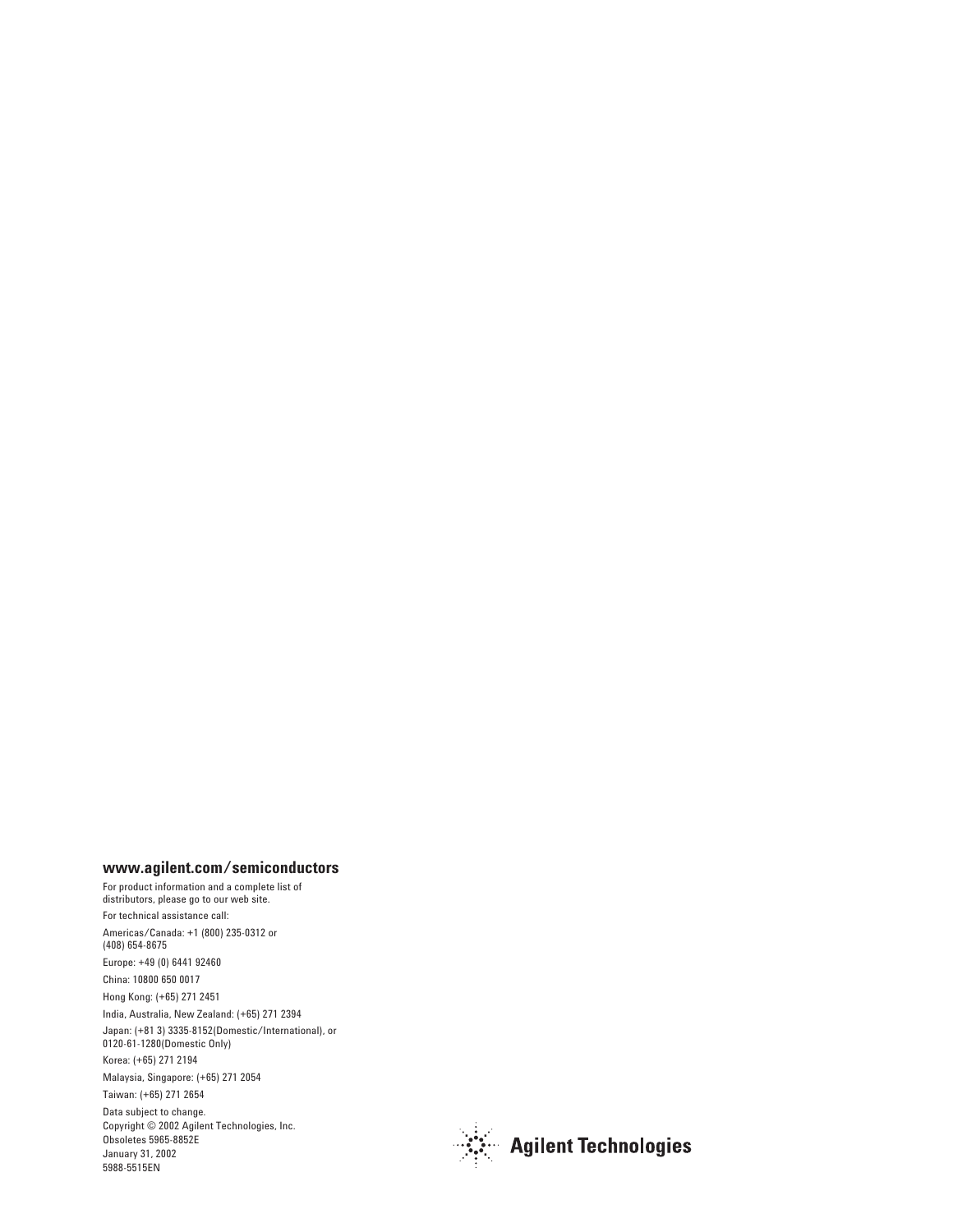**www.agilent.com/semiconductors**

For product information and a complete list of distributors, please go to our web site.

For technical assistance call:

Americas/Canada: +1 (800) 235-0312 or (408) 654-8675

Europe: +49 (0) 6441 92460

China: 10800 650 0017

Hong Kong: (+65) 271 2451

India, Australia, New Zealand: (+65) 271 2394

Japan: (+81 3) 3335-8152(Domestic/International), or 0120-61-1280(Domestic Only)

Korea: (+65) 271 2194

Malaysia, Singapore: (+65) 271 2054

Taiwan: (+65) 271 2654

Data subject to change.
Copyright © 2002 Agilent Technologies, Inc.
Obsoletes 5965-8852E
January 31, 2002
5988-5515EN

**Agilent Technologies**